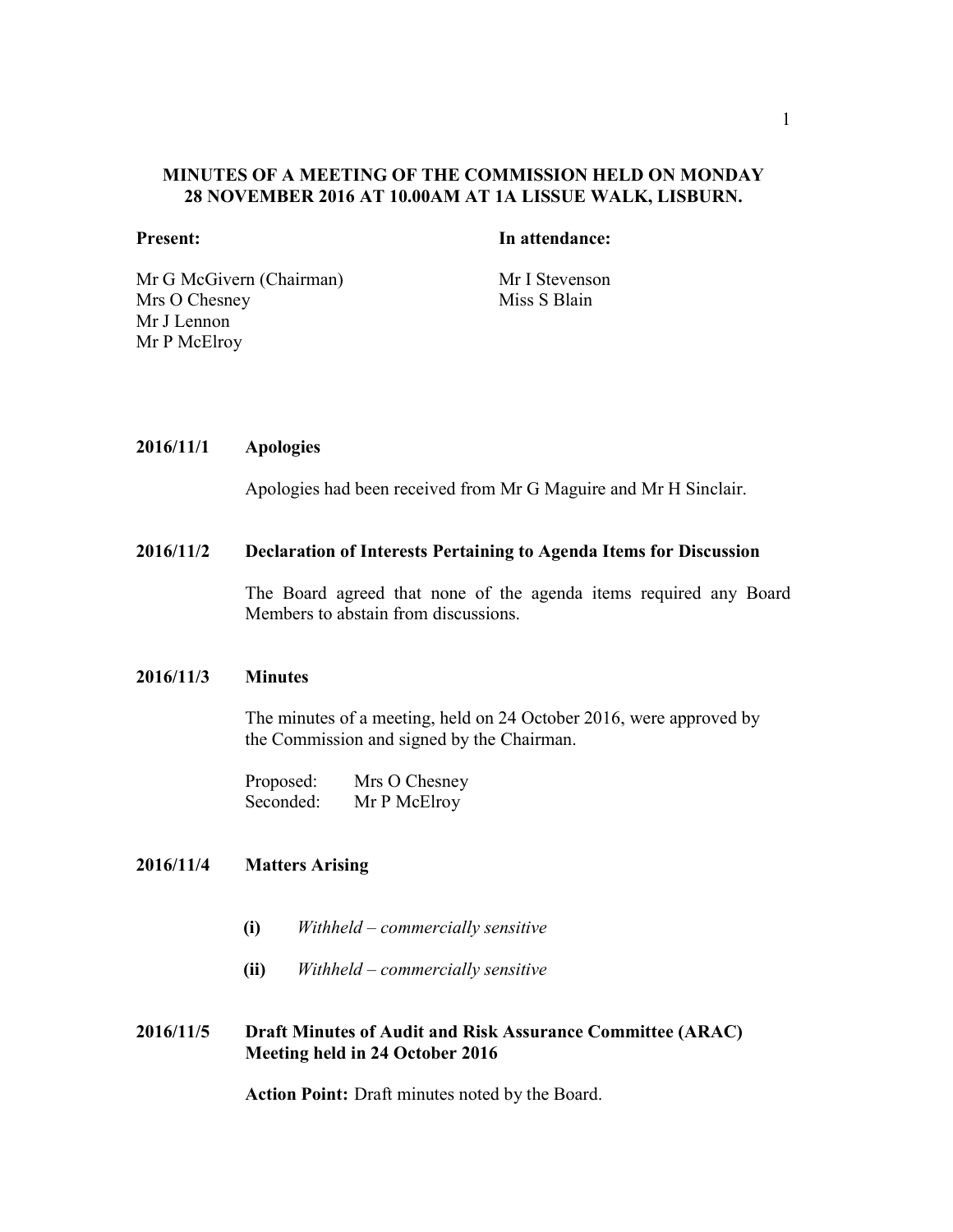**MINUTES OF A MEETING OF THE COMMISSION HELD ON MONDAY 28 NOVEMBER 2016 AT 10.00AM AT 1A LISSUE WALK, LISBURN.**

| **Present:** | **In attendance:** |
|---|---|
| Mr G McGivern (Chairman) | Mr I Stevenson |
| Mrs O Chesney | Miss S Blain |
| Mr J Lennon | |
| Mr P McElroy | |

**2016/11/1 Apologies**

Apologies had been received from Mr G Maguire and Mr H Sinclair.

**2016/11/2 Declaration of Interests Pertaining to Agenda Items for Discussion**

The Board agreed that none of the agenda items required any Board Members to abstain from discussions.

**2016/11/3 Minutes**

The minutes of a meeting, held on 24 October 2016, were approved by the Commission and signed by the Chairman.

Proposed: Mrs O Chesney
Seconded: Mr P McElroy

**2016/11/4 Matters Arising**

**(i)** *Withheld – commercially sensitive*

**(ii)** *Withheld – commercially sensitive*

**2016/11/5 Draft Minutes of Audit and Risk Assurance Committee (ARAC) Meeting held in 24 October 2016**

**Action Point:** Draft minutes noted by the Board.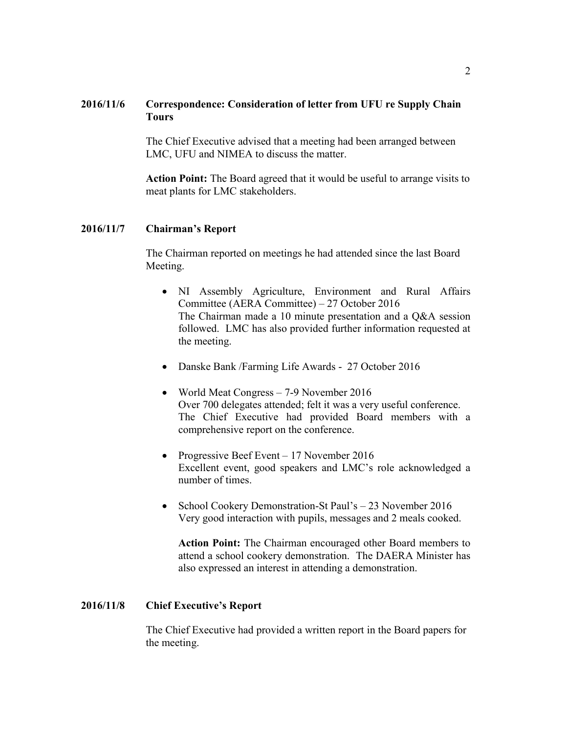**2016/11/6 Correspondence: Consideration of letter from UFU re Supply Chain Tours**

The Chief Executive advised that a meeting had been arranged between LMC, UFU and NIMEA to discuss the matter.

**Action Point:** The Board agreed that it would be useful to arrange visits to meat plants for LMC stakeholders.

**2016/11/7 Chairman's Report**

The Chairman reported on meetings he had attended since the last Board Meeting.

- NI Assembly Agriculture, Environment and Rural Affairs Committee (AERA Committee) – 27 October 2016
  The Chairman made a 10 minute presentation and a Q&A session followed. LMC has also provided further information requested at the meeting.

- Danske Bank /Farming Life Awards - 27 October 2016

- World Meat Congress – 7-9 November 2016
  Over 700 delegates attended; felt it was a very useful conference. The Chief Executive had provided Board members with a comprehensive report on the conference.

- Progressive Beef Event – 17 November 2016
  Excellent event, good speakers and LMC's role acknowledged a number of times.

- School Cookery Demonstration-St Paul's – 23 November 2016
  Very good interaction with pupils, messages and 2 meals cooked.

  **Action Point:** The Chairman encouraged other Board members to attend a school cookery demonstration. The DAERA Minister has also expressed an interest in attending a demonstration.

**2016/11/8 Chief Executive's Report**

The Chief Executive had provided a written report in the Board papers for the meeting.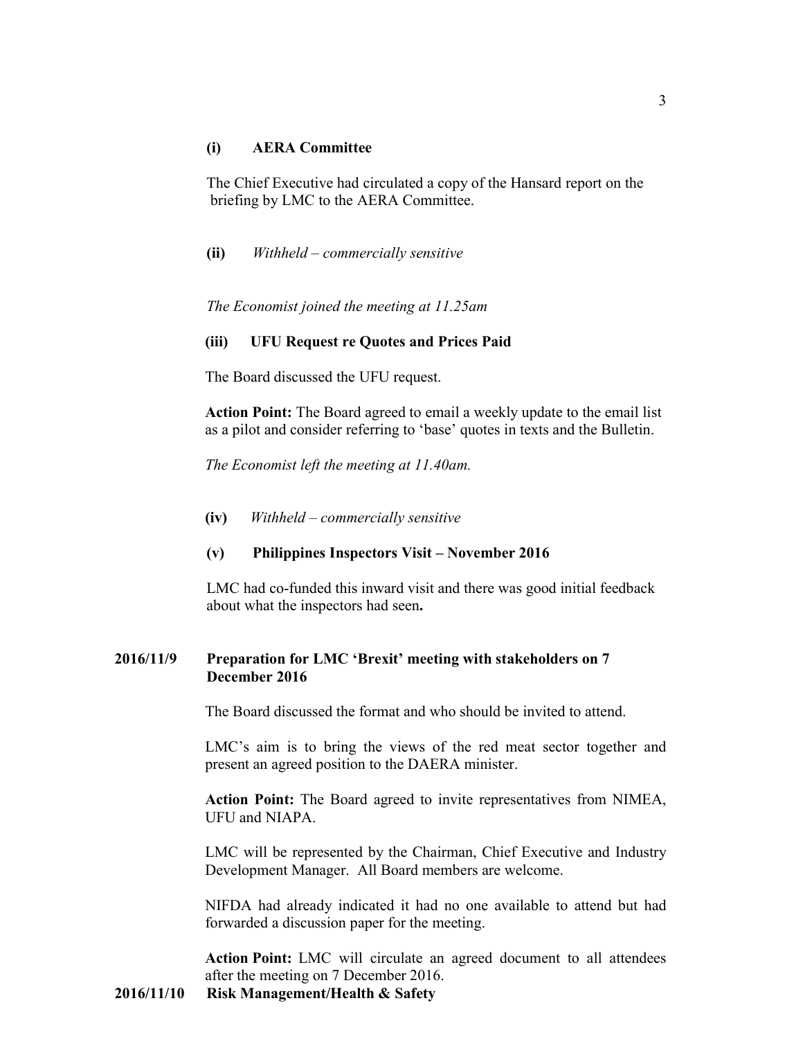**(i) AERA Committee**

The Chief Executive had circulated a copy of the Hansard report on the briefing by LMC to the AERA Committee.

**(ii)** *Withheld – commercially sensitive*

*The Economist joined the meeting at 11.25am*

**(iii) UFU Request re Quotes and Prices Paid**

The Board discussed the UFU request.

**Action Point:** The Board agreed to email a weekly update to the email list as a pilot and consider referring to 'base' quotes in texts and the Bulletin.

*The Economist left the meeting at 11.40am.*

**(iv)** *Withheld – commercially sensitive*

**(v) Philippines Inspectors Visit – November 2016**

LMC had co-funded this inward visit and there was good initial feedback about what the inspectors had seen.

**2016/11/9 Preparation for LMC 'Brexit' meeting with stakeholders on 7 December 2016**

The Board discussed the format and who should be invited to attend.

LMC's aim is to bring the views of the red meat sector together and present an agreed position to the DAERA minister.

**Action Point:** The Board agreed to invite representatives from NIMEA, UFU and NIAPA.

LMC will be represented by the Chairman, Chief Executive and Industry Development Manager. All Board members are welcome.

NIFDA had already indicated it had no one available to attend but had forwarded a discussion paper for the meeting.

**Action Point:** LMC will circulate an agreed document to all attendees after the meeting on 7 December 2016.

**2016/11/10 Risk Management/Health & Safety**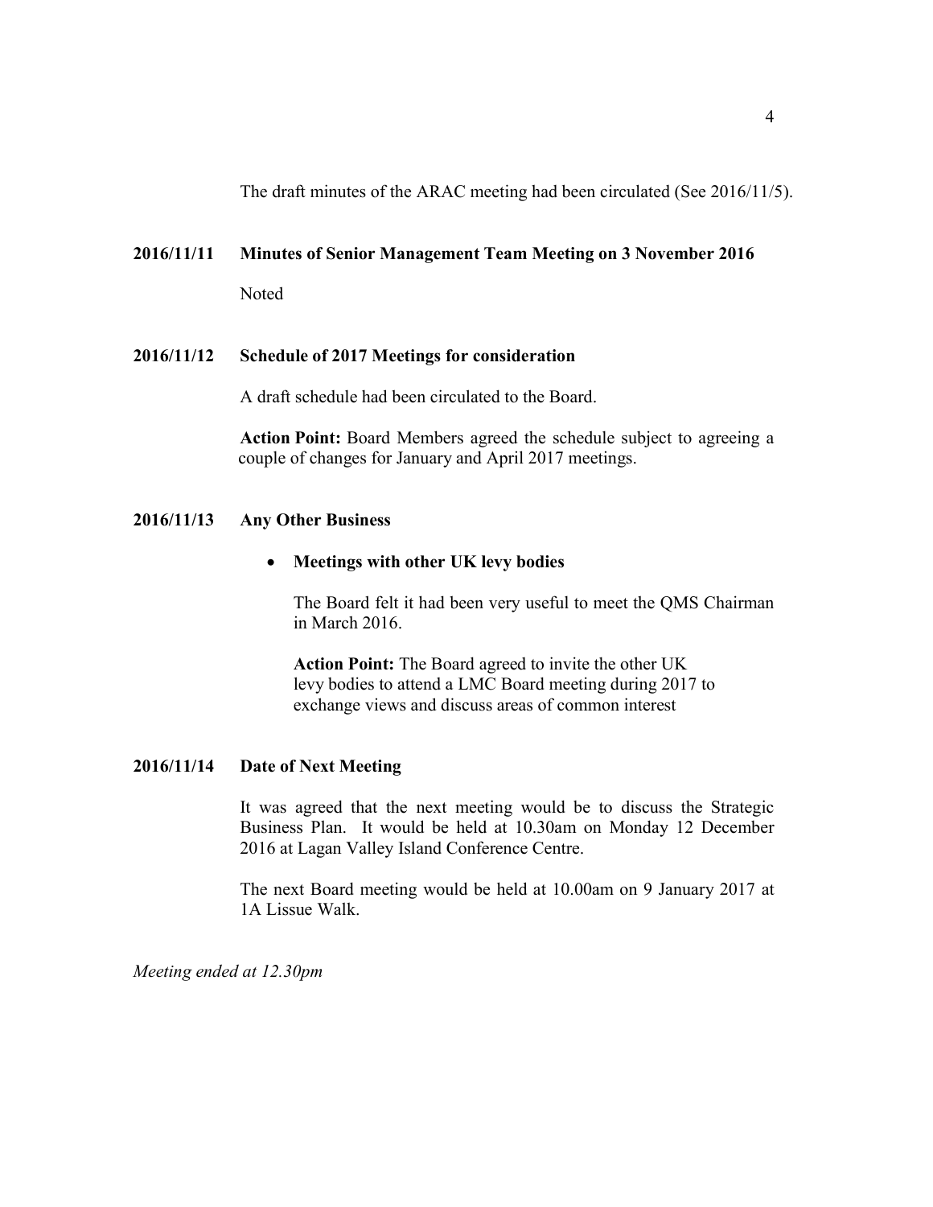The draft minutes of the ARAC meeting had been circulated (See 2016/11/5).

**2016/11/11 Minutes of Senior Management Team Meeting on 3 November 2016**

Noted

**2016/11/12 Schedule of 2017 Meetings for consideration**

A draft schedule had been circulated to the Board.

**Action Point:** Board Members agreed the schedule subject to agreeing a couple of changes for January and April 2017 meetings.

**2016/11/13 Any Other Business**

- **Meetings with other UK levy bodies**

  The Board felt it had been very useful to meet the QMS Chairman in March 2016.

  **Action Point:** The Board agreed to invite the other UK levy bodies to attend a LMC Board meeting during 2017 to exchange views and discuss areas of common interest

**2016/11/14 Date of Next Meeting**

It was agreed that the next meeting would be to discuss the Strategic Business Plan. It would be held at 10.30am on Monday 12 December 2016 at Lagan Valley Island Conference Centre.

The next Board meeting would be held at 10.00am on 9 January 2017 at 1A Lissue Walk.

*Meeting ended at 12.30pm*